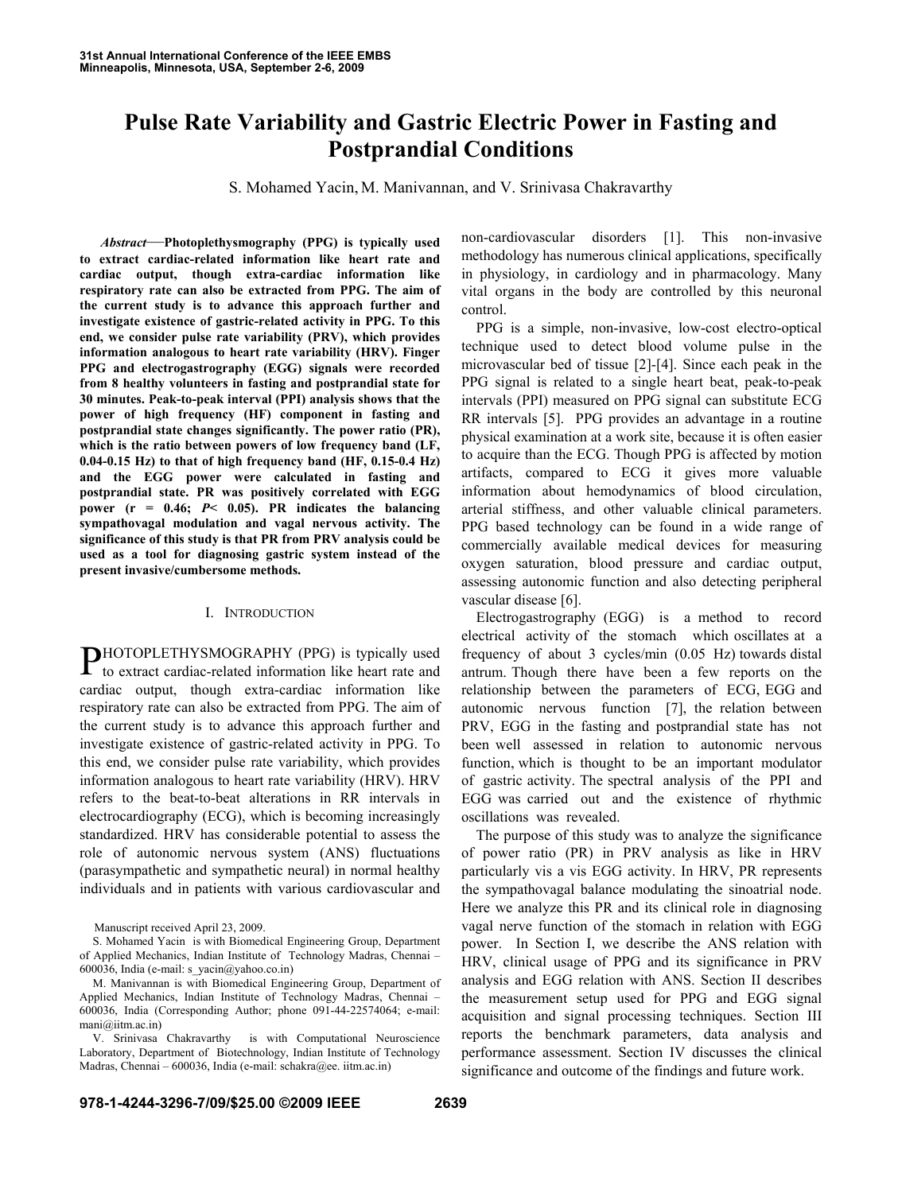# Pulse Rate Variability and Gastric Electric Power in Fasting and Postprandial Conditions

S. Mohamed Yacin, M. Manivannan, and V. Srinivasa Chakravarthy

***Abstract*—Photoplethysmography (PPG) is typically used to extract cardiac-related information like heart rate and cardiac output, though extra-cardiac information like respiratory rate can also be extracted from PPG. The aim of the current study is to advance this approach further and investigate existence of gastric-related activity in PPG. To this end, we consider pulse rate variability (PRV), which provides information analogous to heart rate variability (HRV). Finger PPG and electrogastrography (EGG) signals were recorded from 8 healthy volunteers in fasting and postprandial state for 30 minutes. Peak-to-peak interval (PPI) analysis shows that the power of high frequency (HF) component in fasting and postprandial state changes significantly. The power ratio (PR), which is the ratio between powers of low frequency band (LF, 0.04-0.15 Hz) to that of high frequency band (HF, 0.15-0.4 Hz) and the EGG power were calculated in fasting and postprandial state. PR was positively correlated with EGG power (r = 0.46; *P*< 0.05). PR indicates the balancing sympathovagal modulation and vagal nervous activity. The significance of this study is that PR from PRV analysis could be used as a tool for diagnosing gastric system instead of the present invasive/cumbersome methods.**

## I. Introduction

PHOTOPLETHYSMOGRAPHY (PPG) is typically used to extract cardiac-related information like heart rate and cardiac output, though extra-cardiac information like respiratory rate can also be extracted from PPG. The aim of the current study is to advance this approach further and investigate existence of gastric-related activity in PPG. To this end, we consider pulse rate variability, which provides information analogous to heart rate variability (HRV). HRV refers to the beat-to-beat alterations in RR intervals in electrocardiography (ECG), which is becoming increasingly standardized. HRV has considerable potential to assess the role of autonomic nervous system (ANS) fluctuations (parasympathetic and sympathetic neural) in normal healthy individuals and in patients with various cardiovascular and non-cardiovascular disorders [1]. This non-invasive methodology has numerous clinical applications, specifically in physiology, in cardiology and in pharmacology. Many vital organs in the body are controlled by this neuronal control.

PPG is a simple, non-invasive, low-cost electro-optical technique used to detect blood volume pulse in the microvascular bed of tissue [2]-[4]. Since each peak in the PPG signal is related to a single heart beat, peak-to-peak intervals (PPI) measured on PPG signal can substitute ECG RR intervals [5]. PPG provides an advantage in a routine physical examination at a work site, because it is often easier to acquire than the ECG. Though PPG is affected by motion artifacts, compared to ECG it gives more valuable information about hemodynamics of blood circulation, arterial stiffness, and other valuable clinical parameters. PPG based technology can be found in a wide range of commercially available medical devices for measuring oxygen saturation, blood pressure and cardiac output, assessing autonomic function and also detecting peripheral vascular disease [6].

Electrogastrography (EGG) is a method to record electrical activity of the stomach which oscillates at a frequency of about 3 cycles/min (0.05 Hz) towards distal antrum. Though there have been a few reports on the relationship between the parameters of ECG, EGG and autonomic nervous function [7], the relation between PRV, EGG in the fasting and postprandial state has not been well assessed in relation to autonomic nervous function, which is thought to be an important modulator of gastric activity. The spectral analysis of the PPI and EGG was carried out and the existence of rhythmic oscillations was revealed.

The purpose of this study was to analyze the significance of power ratio (PR) in PRV analysis as like in HRV particularly vis a vis EGG activity. In HRV, PR represents the sympathovagal balance modulating the sinoatrial node. Here we analyze this PR and its clinical role in diagnosing vagal nerve function of the stomach in relation with EGG power. In Section I, we describe the ANS relation with HRV, clinical usage of PPG and its significance in PRV analysis and EGG relation with ANS. Section II describes the measurement setup used for PPG and EGG signal acquisition and signal processing techniques. Section III reports the benchmark parameters, data analysis and performance assessment. Section IV discusses the clinical significance and outcome of the findings and future work.

Manuscript received April 23, 2009.

S. Mohamed Yacin is with Biomedical Engineering Group, Department of Applied Mechanics, Indian Institute of Technology Madras, Chennai – 600036, India (e-mail: s_yacin@yahoo.co.in)

M. Manivannan is with Biomedical Engineering Group, Department of Applied Mechanics, Indian Institute of Technology Madras, Chennai – 600036, India (Corresponding Author; phone 091-44-22574064; e-mail: mani@iitm.ac.in)

V. Srinivasa Chakravarthy is with Computational Neuroscience Laboratory, Department of Biotechnology, Indian Institute of Technology Madras, Chennai – 600036, India (e-mail: schakra@ee. iitm.ac.in)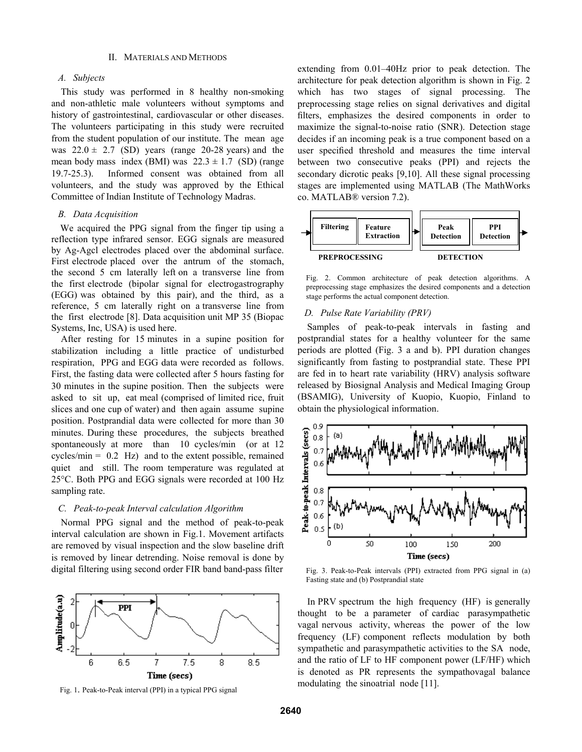## II. MATERIALS AND METHODS

### *A. Subjects*

This study was performed in 8 healthy non-smoking and non-athletic male volunteers without symptoms and history of gastrointestinal, cardiovascular or other diseases. The volunteers participating in this study were recruited from the student population of our institute. The mean age was $22.0 \pm 2.7$ (SD) years (range 20-28 years) and the mean body mass index (BMI) was $22.3 \pm 1.7$ (SD) (range 19.7-25.3). Informed consent was obtained from all volunteers, and the study was approved by the Ethical Committee of Indian Institute of Technology Madras.

### *B. Data Acquisition*

We acquired the PPG signal from the finger tip using a reflection type infrared sensor. EGG signals are measured by Ag-Agcl electrodes placed over the abdominal surface. First electrode placed over the antrum of the stomach, the second 5 cm laterally left on a transverse line from the first electrode (bipolar signal for electrogastrography (EGG) was obtained by this pair), and the third, as a reference, 5 cm laterally right on a transverse line from the first electrode [8]. Data acquisition unit MP 35 (Biopac Systems, Inc, USA) is used here.

After resting for 15 minutes in a supine position for stabilization including a little practice of undisturbed respiration, PPG and EGG data were recorded as follows. First, the fasting data were collected after 5 hours fasting for 30 minutes in the supine position. Then the subjects were asked to sit up, eat meal (comprised of limited rice, fruit slices and one cup of water) and then again assume supine position. Postprandial data were collected for more than 30 minutes. During these procedures, the subjects breathed spontaneously at more than 10 cycles/min (or at 12 cycles/min = 0.2 Hz) and to the extent possible, remained quiet and still. The room temperature was regulated at 25°C. Both PPG and EGG signals were recorded at 100 Hz sampling rate.

### *C. Peak-to-peak Interval calculation Algorithm*

Normal PPG signal and the method of peak-to-peak interval calculation are shown in Fig.1. Movement artifacts are removed by visual inspection and the slow baseline drift is removed by linear detrending. Noise removal is done by digital filtering using second order FIR band band-pass filter extending from 0.01–40Hz prior to peak detection. The architecture for peak detection algorithm is shown in Fig. 2 which has two stages of signal processing. The preprocessing stage relies on signal derivatives and digital filters, emphasizes the desired components in order to maximize the signal-to-noise ratio (SNR). Detection stage decides if an incoming peak is a true component based on a user specified threshold and measures the time interval between two consecutive peaks (PPI) and rejects the secondary dicrotic peaks [9,10]. All these signal processing stages are implemented using MATLAB (The MathWorks co. MATLAB® version 7.2).

Fig. 1. Peak-to-Peak interval (PPI) in a typical PPG signal

Fig. 2. Common architecture of peak detection algorithms. A preprocessing stage emphasizes the desired components and a detection stage performs the actual component detection.

### *D. Pulse Rate Variability (PRV)*

Samples of peak-to-peak intervals in fasting and postprandial states for a healthy volunteer for the same periods are plotted (Fig. 3 a and b). PPI duration changes significantly from fasting to postprandial state. These PPI are fed in to heart rate variability (HRV) analysis software released by Biosignal Analysis and Medical Imaging Group (BSAMIG), University of Kuopio, Kuopio, Finland to obtain the physiological information.

Fig. 3. Peak-to-Peak intervals (PPI) extracted from PPG signal in (a) Fasting state and (b) Postprandial state

In PRV spectrum the high frequency (HF) is generally thought to be a parameter of cardiac parasympathetic vagal nervous activity, whereas the power of the low frequency (LF) component reflects modulation by both sympathetic and parasympathetic activities to the SA node, and the ratio of LF to HF component power (LF/HF) which is denoted as PR represents the sympathovagal balance modulating the sinoatrial node [11].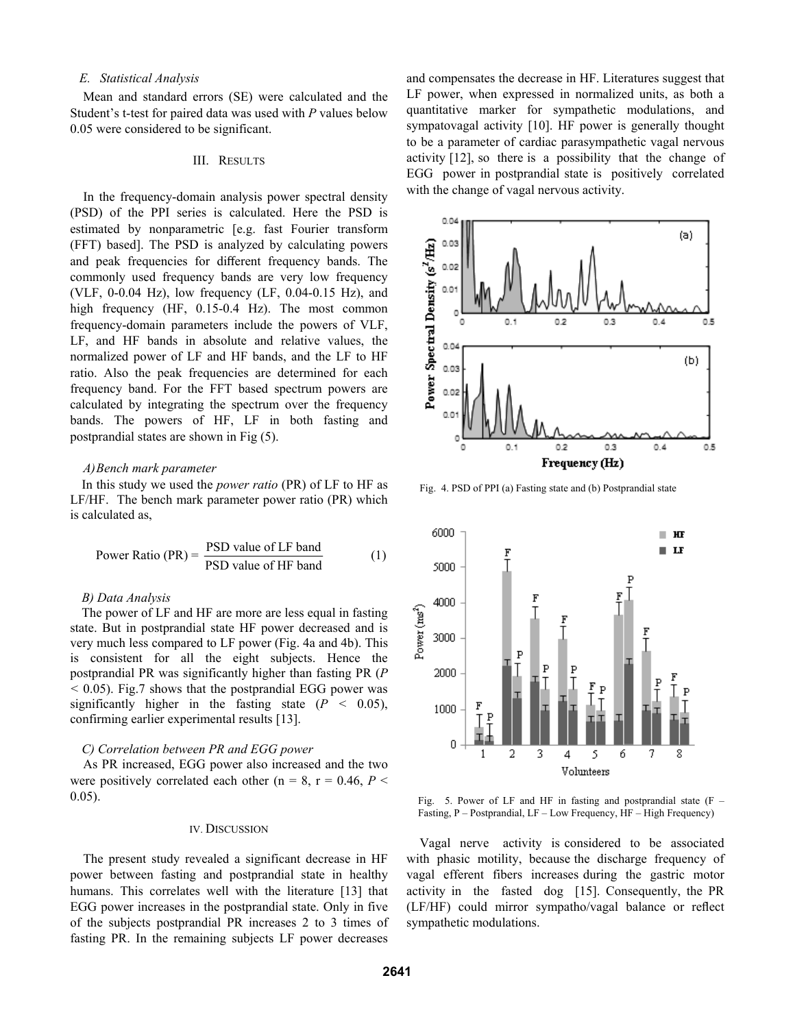### E. Statistical Analysis

Mean and standard errors (SE) were calculated and the Student's t-test for paired data was used with *P* values below 0.05 were considered to be significant.

## III. Results

In the frequency-domain analysis power spectral density (PSD) of the PPI series is calculated. Here the PSD is estimated by nonparametric [e.g. fast Fourier transform (FFT) based]. The PSD is analyzed by calculating powers and peak frequencies for different frequency bands. The commonly used frequency bands are very low frequency (VLF, 0-0.04 Hz), low frequency (LF, 0.04-0.15 Hz), and high frequency (HF, 0.15-0.4 Hz). The most common frequency-domain parameters include the powers of VLF, LF, and HF bands in absolute and relative values, the normalized power of LF and HF bands, and the LF to HF ratio. Also the peak frequencies are determined for each frequency band. For the FFT based spectrum powers are calculated by integrating the spectrum over the frequency bands. The powers of HF, LF in both fasting and postprandial states are shown in Fig (5).

### A) Bench mark parameter

In this study we used the *power ratio* (PR) of LF to HF as LF/HF. The bench mark parameter power ratio (PR) which is calculated as,

$$\text{Power Ratio (PR)} = \frac{\text{PSD value of LF band}}{\text{PSD value of HF band}} \quad (1)$$

### B) Data Analysis

The power of LF and HF are more are less equal in fasting state. But in postprandial state HF power decreased and is very much less compared to LF power (Fig. 4a and 4b). This is consistent for all the eight subjects. Hence the postprandial PR was significantly higher than fasting PR ($P < 0.05$). Fig.7 shows that the postprandial EGG power was significantly higher in the fasting state ($P < 0.05$), confirming earlier experimental results [13].

### C) Correlation between PR and EGG power

As PR increased, EGG power also increased and the two were positively correlated each other ($n = 8$, $r = 0.46$, $P < 0.05$).

## IV. Discussion

The present study revealed a significant decrease in HF power between fasting and postprandial state in healthy humans. This correlates well with the literature [13] that EGG power increases in the postprandial state. Only in five of the subjects postprandial PR increases 2 to 3 times of fasting PR. In the remaining subjects LF power decreases and compensates the decrease in HF. Literatures suggest that LF power, when expressed in normalized units, as both a quantitative marker for sympathetic modulations, and sympatovagal activity [10]. HF power is generally thought to be a parameter of cardiac parasympathetic vagal nervous activity [12], so there is a possibility that the change of EGG power in postprandial state is positively correlated with the change of vagal nervous activity.

Fig. 4. PSD of PPI (a) Fasting state and (b) Postprandial state

Fig. 5. Power of LF and HF in fasting and postprandial state (F – Fasting, P – Postprandial, LF – Low Frequency, HF – High Frequency)

Vagal nerve activity is considered to be associated with phasic motility, because the discharge frequency of vagal efferent fibers increases during the gastric motor activity in the fasted dog [15]. Consequently, the PR (LF/HF) could mirror sympatho/vagal balance or reflect sympathetic modulations.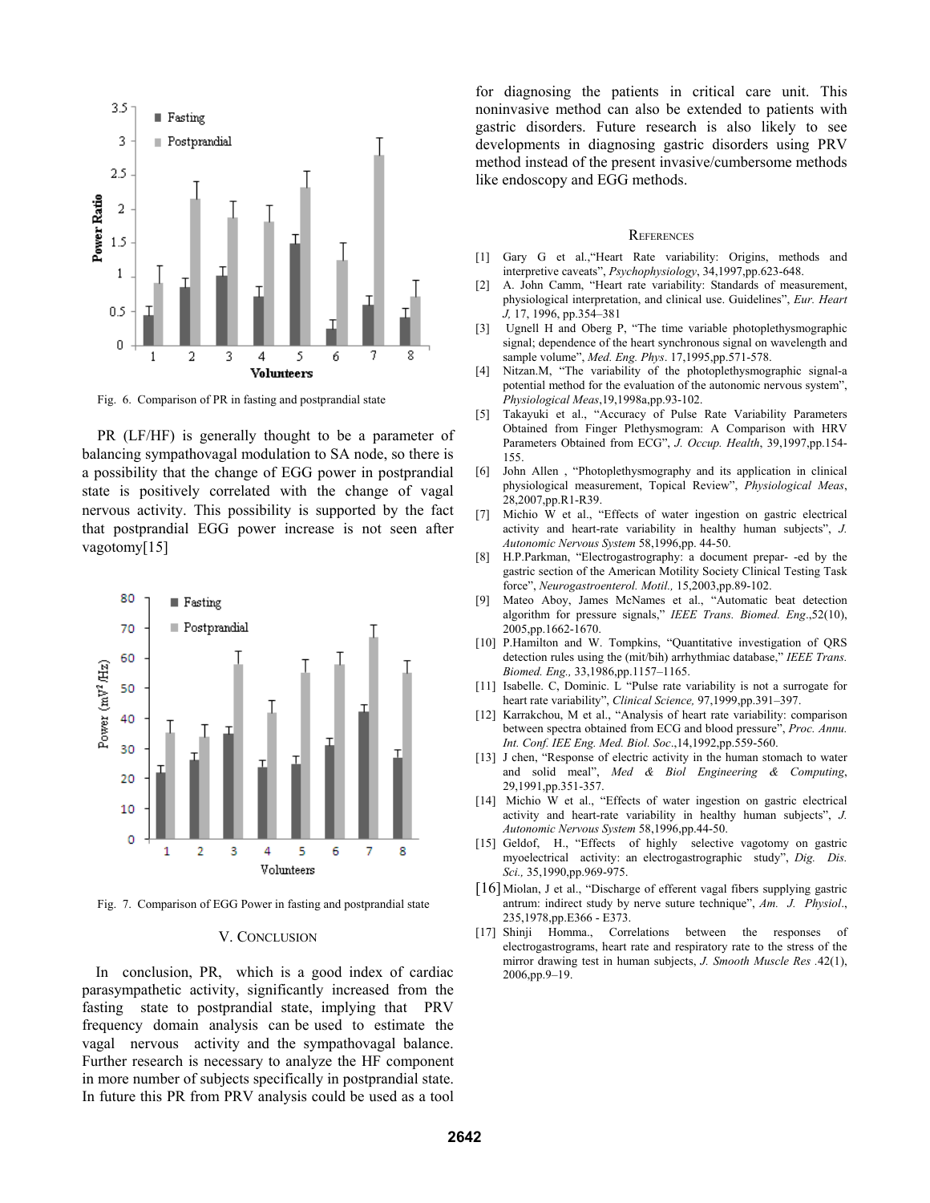3.5
3
2.5
2
1.5
1
0.5
0

Power Ratio

Fasting
Postprandial

1 2 3 4 5 6 7 8

Volunteers

Fig. 6. Comparison of PR in fasting and postprandial state

PR (LF/HF) is generally thought to be a parameter of balancing sympathovagal modulation to SA node, so there is a possibility that the change of EGG power in postprandial state is positively correlated with the change of vagal nervous activity. This possibility is supported by the fact that postprandial EGG power increase is not seen after vagotomy[15]

80
70
60
50
40
30
20
10
0

Power ($mV^2$/Hz)

Fasting
Postprandial

1 2 3 4 5 6 7 8

Volunteers

Fig. 7. Comparison of EGG Power in fasting and postprandial state

## V. Conclusion

In conclusion, PR, which is a good index of cardiac parasympathetic activity, significantly increased from the fasting state to postprandial state, implying that PRV frequency domain analysis can be used to estimate the vagal nervous activity and the sympathovagal balance. Further research is necessary to analyze the HF component in more number of subjects specifically in postprandial state. In future this PR from PRV analysis could be used as a tool for diagnosing the patients in critical care unit. This noninvasive method can also be extended to patients with gastric disorders. Future research is also likely to see developments in diagnosing gastric disorders using PRV method instead of the present invasive/cumbersome methods like endoscopy and EGG methods.

## References

[1] Gary G et al.,"Heart Rate variability: Origins, methods and interpretive caveats", *Psychophysiology*, 34,1997,pp.623-648.

[2] A. John Camm, "Heart rate variability: Standards of measurement, physiological interpretation, and clinical use. Guidelines", *Eur. Heart J,* 17, 1996, pp.354–381

[3] Ugnell H and Oberg P, "The time variable photoplethysmographic signal; dependence of the heart synchronous signal on wavelength and sample volume", *Med. Eng. Phys*. 17,1995,pp.571-578.

[4] Nitzan.M, "The variability of the photoplethysmographic signal-a potential method for the evaluation of the autonomic nervous system", *Physiological Meas*,19,1998a,pp.93-102.

[5] Takayuki et al., "Accuracy of Pulse Rate Variability Parameters Obtained from Finger Plethysmogram: A Comparison with HRV Parameters Obtained from ECG", *J. Occup. Health*, 39,1997,pp.154-155.

[6] John Allen , "Photoplethysmography and its application in clinical physiological measurement, Topical Review", *Physiological Meas*, 28,2007,pp.R1-R39.

[7] Michio W et al., "Effects of water ingestion on gastric electrical activity and heart-rate variability in healthy human subjects", *J. Autonomic Nervous System* 58,1996,pp. 44-50.

[8] H.P.Parkman, "Electrogastrography: a document prepar- -ed by the gastric section of the American Motility Society Clinical Testing Task force", *Neurogastroenterol. Motil.,* 15,2003,pp.89-102.

[9] Mateo Aboy, James McNames et al., "Automatic beat detection algorithm for pressure signals," *IEEE Trans. Biomed. Eng*.,52(10), 2005,pp.1662-1670.

[10] P.Hamilton and W. Tompkins, "Quantitative investigation of QRS detection rules using the (mit/bih) arrhythmiac database," *IEEE Trans. Biomed. Eng.,* 33,1986,pp.1157–1165.

[11] Isabelle. C, Dominic. L "Pulse rate variability is not a surrogate for heart rate variability", *Clinical Science,* 97,1999,pp.391–397.

[12] Karrakchou, M et al., "Analysis of heart rate variability: comparison between spectra obtained from ECG and blood pressure", *Proc. Annu. Int. Conf. IEE Eng. Med. Biol. Soc*.,14,1992,pp.559-560.

[13] J chen, "Response of electric activity in the human stomach to water and solid meal", *Med & Biol Engineering & Computing*, 29,1991,pp.351-357.

[14] Michio W et al., "Effects of water ingestion on gastric electrical activity and heart-rate variability in healthy human subjects", *J. Autonomic Nervous System* 58,1996,pp.44-50.

[15] Geldof, H., "Effects of highly selective vagotomy on gastric myoelectrical activity: an electrogastrographic study", *Dig. Dis. Sci.,* 35,1990,pp.969-975.

[16] Miolan, J et al., "Discharge of efferent vagal fibers supplying gastric antrum: indirect study by nerve suture technique", *Am. J. Physiol*., 235,1978,pp.E366 - E373.

[17] Shinji Homma., Correlations between the responses of electrogastrograms, heart rate and respiratory rate to the stress of the mirror drawing test in human subjects, *J. Smooth Muscle Res* .42(1), 2006,pp.9–19.